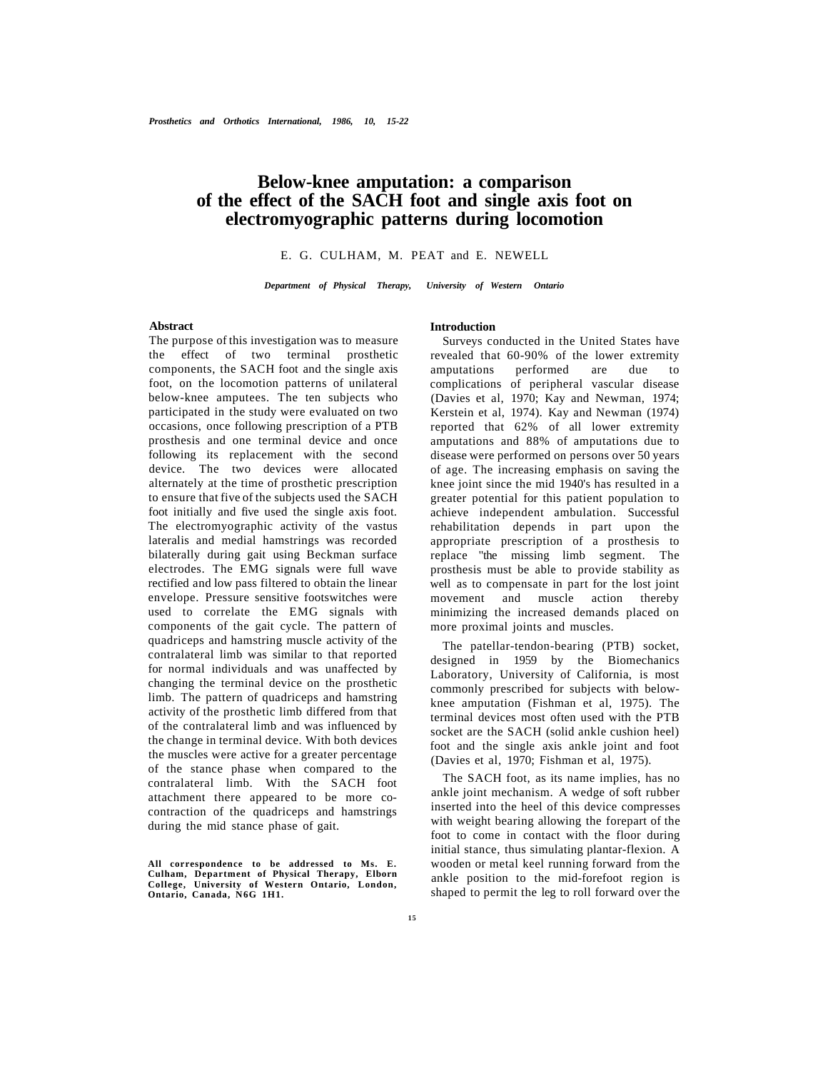# Below-knee amputation: a comparison of the effect of the SACH foot and single axis foot on electromyographic patterns during locomotion

E. G. CULHAM, M. PEAT and E. NEWELL

*Department of Physical Therapy, University of Western Ontario*

## Abstract

The purpose of this investigation was to measure the effect of two terminal prosthetic components, the SACH foot and the single axis foot, on the locomotion patterns of unilateral below-knee amputees. The ten subjects who participated in the study were evaluated on two occasions, once following prescription of a PTB prosthesis and one terminal device and once following its replacement with the second device. The two devices were allocated alternately at the time of prosthetic prescription to ensure that five of the subjects used the SACH foot initially and five used the single axis foot. The electromyographic activity of the vastus lateralis and medial hamstrings was recorded bilaterally during gait using Beckman surface electrodes. The EMG signals were full wave rectified and low pass filtered to obtain the linear envelope. Pressure sensitive footswitches were used to correlate the EMG signals with components of the gait cycle. The pattern of quadriceps and hamstring muscle activity of the contralateral limb was similar to that reported for normal individuals and was unaffected by changing the terminal device on the prosthetic limb. The pattern of quadriceps and hamstring activity of the prosthetic limb differed from that of the contralateral limb and was influenced by the change in terminal device. With both devices the muscles were active for a greater percentage of the stance phase when compared to the contralateral limb. With the SACH foot attachment there appeared to be more co-contraction of the quadriceps and hamstrings during the mid stance phase of gait.

**All correspondence to be addressed to Ms. E. Culham, Department of Physical Therapy, Elborn College, University of Western Ontario, London, Ontario, Canada, N6G 1H1.**

## Introduction

Surveys conducted in the United States have revealed that 60-90% of the lower extremity amputations performed are due to complications of peripheral vascular disease (Davies et al, 1970; Kay and Newman, 1974; Kerstein et al, 1974). Kay and Newman (1974) reported that 62% of all lower extremity amputations and 88% of amputations due to disease were performed on persons over 50 years of age. The increasing emphasis on saving the knee joint since the mid 1940's has resulted in a greater potential for this patient population to achieve independent ambulation. Successful rehabilitation depends in part upon the appropriate prescription of a prosthesis to replace "the missing limb segment. The prosthesis must be able to provide stability as well as to compensate in part for the lost joint movement and muscle action thereby minimizing the increased demands placed on more proximal joints and muscles.

The patellar-tendon-bearing (PTB) socket, designed in 1959 by the Biomechanics Laboratory, University of California, is most commonly prescribed for subjects with below-knee amputation (Fishman et al, 1975). The terminal devices most often used with the PTB socket are the SACH (solid ankle cushion heel) foot and the single axis ankle joint and foot (Davies et al, 1970; Fishman et al, 1975).

The SACH foot, as its name implies, has no ankle joint mechanism. A wedge of soft rubber inserted into the heel of this device compresses with weight bearing allowing the forepart of the foot to come in contact with the floor during initial stance, thus simulating plantar-flexion. A wooden or metal keel running forward from the ankle position to the mid-forefoot region is shaped to permit the leg to roll forward over the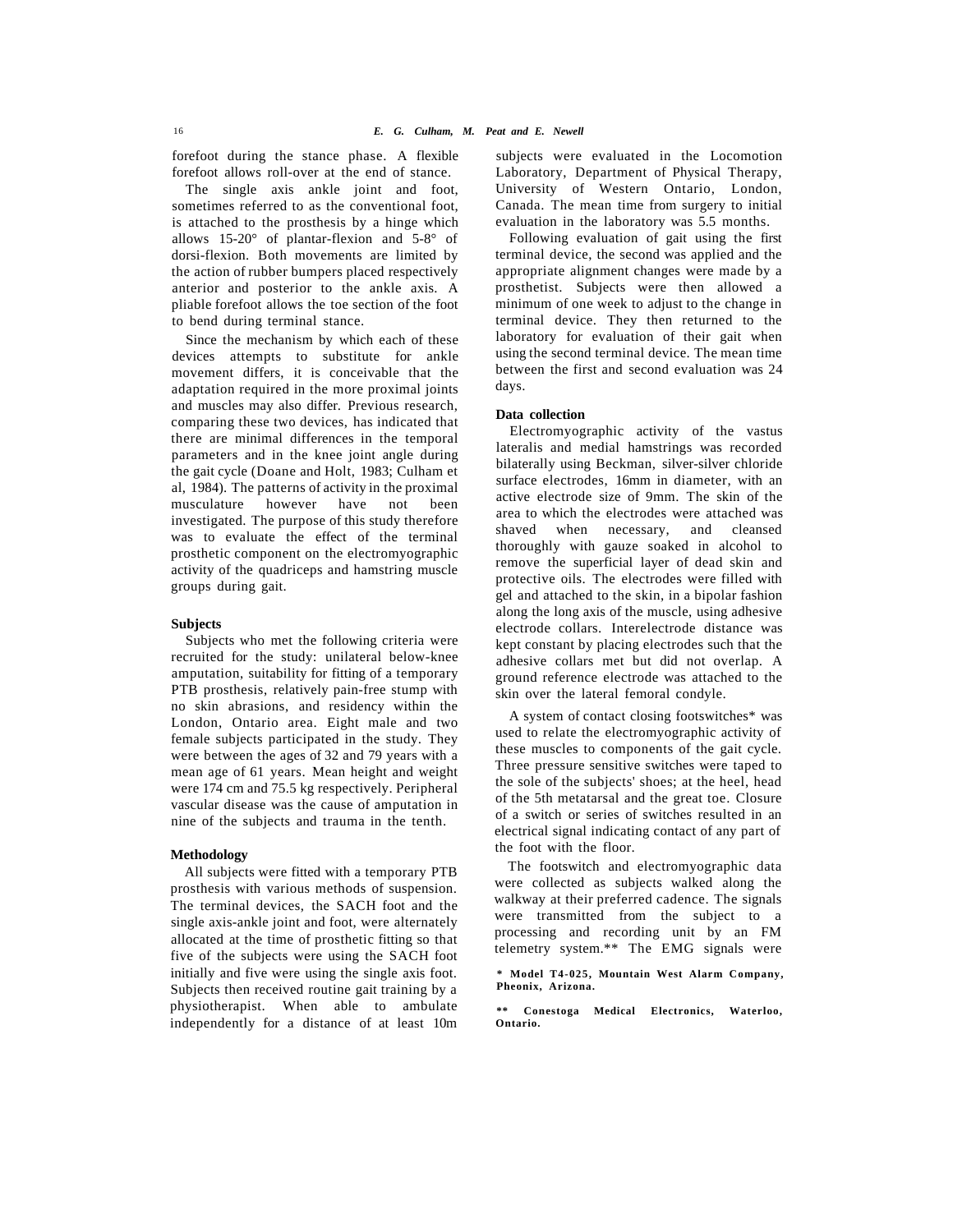forefoot during the stance phase. A flexible forefoot allows roll-over at the end of stance.

The single axis ankle joint and foot, sometimes referred to as the conventional foot, is attached to the prosthesis by a hinge which allows 15-20° of plantar-flexion and 5-8° of dorsi-flexion. Both movements are limited by the action of rubber bumpers placed respectively anterior and posterior to the ankle axis. A pliable forefoot allows the toe section of the foot to bend during terminal stance.

Since the mechanism by which each of these devices attempts to substitute for ankle movement differs, it is conceivable that the adaptation required in the more proximal joints and muscles may also differ. Previous research, comparing these two devices, has indicated that there are minimal differences in the temporal parameters and in the knee joint angle during the gait cycle (Doane and Holt, 1983; Culham et al, 1984). The patterns of activity in the proximal musculature however have not been investigated. The purpose of this study therefore was to evaluate the effect of the terminal prosthetic component on the electromyographic activity of the quadriceps and hamstring muscle groups during gait.

## Subjects

Subjects who met the following criteria were recruited for the study: unilateral below-knee amputation, suitability for fitting of a temporary PTB prosthesis, relatively pain-free stump with no skin abrasions, and residency within the London, Ontario area. Eight male and two female subjects participated in the study. They were between the ages of 32 and 79 years with a mean age of 61 years. Mean height and weight were 174 cm and 75.5 kg respectively. Peripheral vascular disease was the cause of amputation in nine of the subjects and trauma in the tenth.

## Methodology

All subjects were fitted with a temporary PTB prosthesis with various methods of suspension. The terminal devices, the SACH foot and the single axis-ankle joint and foot, were alternately allocated at the time of prosthetic fitting so that five of the subjects were using the SACH foot initially and five were using the single axis foot. Subjects then received routine gait training by a physiotherapist. When able to ambulate independently for a distance of at least 10m subjects were evaluated in the Locomotion Laboratory, Department of Physical Therapy, University of Western Ontario, London, Canada. The mean time from surgery to initial evaluation in the laboratory was 5.5 months.

Following evaluation of gait using the first terminal device, the second was applied and the appropriate alignment changes were made by a prosthetist. Subjects were then allowed a minimum of one week to adjust to the change in terminal device. They then returned to the laboratory for evaluation of their gait when using the second terminal device. The mean time between the first and second evaluation was 24 days.

### Data collection

Electromyographic activity of the vastus lateralis and medial hamstrings was recorded bilaterally using Beckman, silver-silver chloride surface electrodes, 16mm in diameter, with an active electrode size of 9mm. The skin of the area to which the electrodes were attached was shaved when necessary, and cleansed thoroughly with gauze soaked in alcohol to remove the superficial layer of dead skin and protective oils. The electrodes were filled with gel and attached to the skin, in a bipolar fashion along the long axis of the muscle, using adhesive electrode collars. Interelectrode distance was kept constant by placing electrodes such that the adhesive collars met but did not overlap. A ground reference electrode was attached to the skin over the lateral femoral condyle.

A system of contact closing footswitches* was used to relate the electromyographic activity of these muscles to components of the gait cycle. Three pressure sensitive switches were taped to the sole of the subjects' shoes; at the heel, head of the 5th metatarsal and the great toe. Closure of a switch or series of switches resulted in an electrical signal indicating contact of any part of the foot with the floor.

The footswitch and electromyographic data were collected as subjects walked along the walkway at their preferred cadence. The signals were transmitted from the subject to a processing and recording unit by an FM telemetry system.** The EMG signals were

\* Model T4-025, Mountain West Alarm Company, Pheonix, Arizona.

\*\* Conestoga Medical Electronics, Waterloo, Ontario.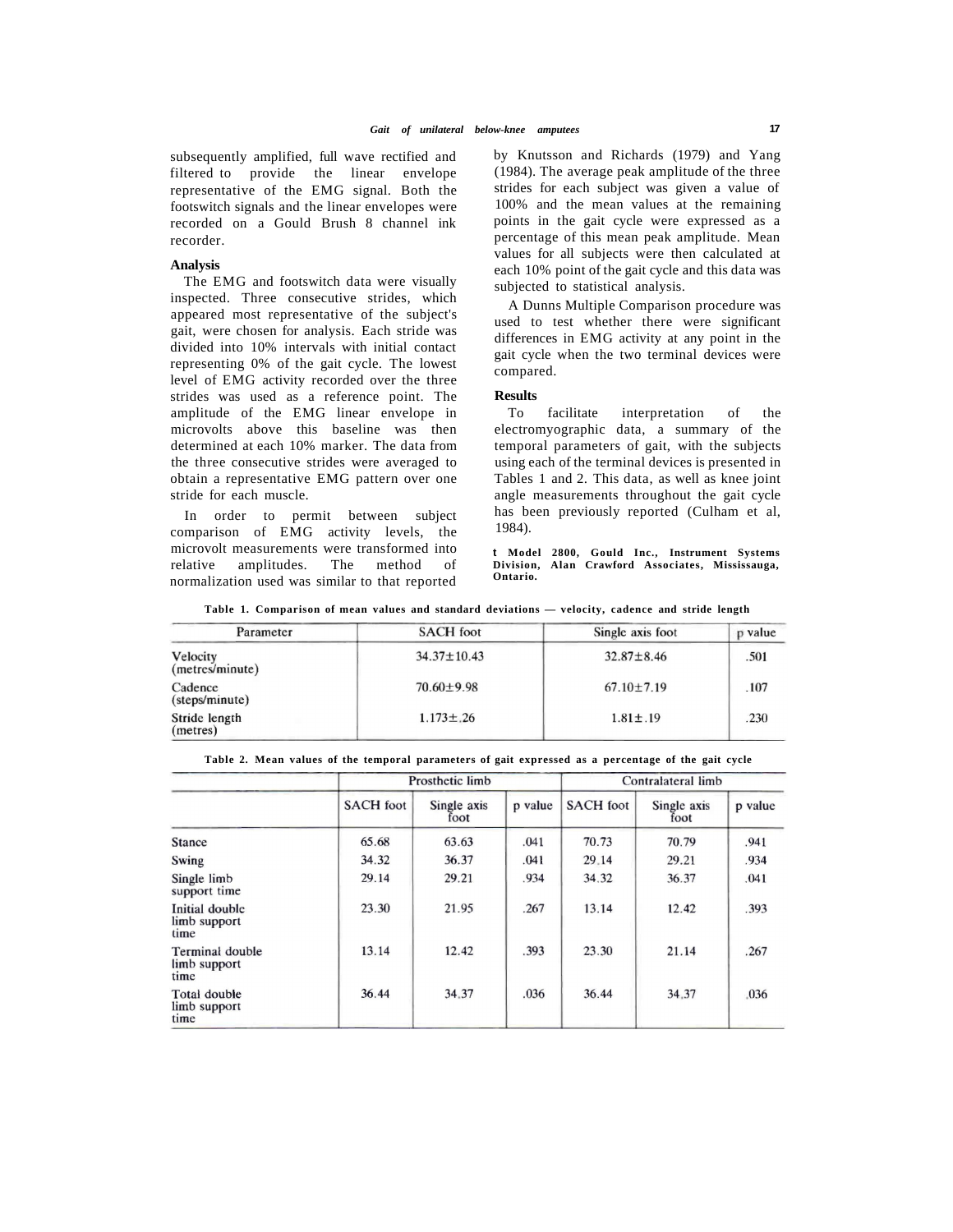subsequently amplified, full wave rectified and filtered to provide the linear envelope representative of the EMG signal. Both the footswitch signals and the linear envelopes were recorded on a Gould Brush 8 channel ink recorder.

## Analysis

The EMG and footswitch data were visually inspected. Three consecutive strides, which appeared most representative of the subject's gait, were chosen for analysis. Each stride was divided into 10% intervals with initial contact representing 0% of the gait cycle. The lowest level of EMG activity recorded over the three strides was used as a reference point. The amplitude of the EMG linear envelope in microvolts above this baseline was then determined at each 10% marker. The data from the three consecutive strides were averaged to obtain a representative EMG pattern over one stride for each muscle.

In order to permit between subject comparison of EMG activity levels, the microvolt measurements were transformed into relative amplitudes. The method of normalization used was similar to that reported by Knutsson and Richards (1979) and Yang (1984). The average peak amplitude of the three strides for each subject was given a value of 100% and the mean values at the remaining points in the gait cycle were expressed as a percentage of this mean peak amplitude. Mean values for all subjects were then calculated at each 10% point of the gait cycle and this data was subjected to statistical analysis.

A Dunns Multiple Comparison procedure was used to test whether there were significant differences in EMG activity at any point in the gait cycle when the two terminal devices were compared.

## Results

To facilitate interpretation of the electromyographic data, a summary of the temporal parameters of gait, with the subjects using each of the terminal devices is presented in Tables 1 and 2. This data, as well as knee joint angle measurements throughout the gait cycle has been previously reported (Culham et al, 1984).

† Model 2800, Gould Inc., Instrument Systems Division, Alan Crawford Associates, Mississauga, Ontario.

**Table 1. Comparison of mean values and standard deviations — velocity, cadence and stride length**

| Parameter | SACH foot | Single axis foot | p value |
|---|---|---|---|
| Velocity (metres/minute) | 34.37±10.43 | 32.87±8.46 | .501 |
| Cadence (steps/minute) | 70.60±9.98 | 67.10±7.19 | .107 |
| Stride length (metres) | 1.173±.26 | 1.81±.19 | .230 |

**Table 2. Mean values of the temporal parameters of gait expressed as a percentage of the gait cycle**

| | Prosthetic limb | | | Contralateral limb | | |
|---|---|---|---|---|---|---|
| | SACH foot | Single axis foot | p value | SACH foot | Single axis foot | p value |
| Stance | 65.68 | 63.63 | .041 | 70.73 | 70.79 | .941 |
| Swing | 34.32 | 36.37 | .041 | 29.14 | 29.21 | .934 |
| Single limb support time | 29.14 | 29.21 | .934 | 34.32 | 36.37 | .041 |
| Initial double limb support time | 23.30 | 21.95 | .267 | 13.14 | 12.42 | .393 |
| Terminal double limb support time | 13.14 | 12.42 | .393 | 23.30 | 21.14 | .267 |
| Total double limb support time | 36.44 | 34.37 | .036 | 36.44 | 34.37 | .036 |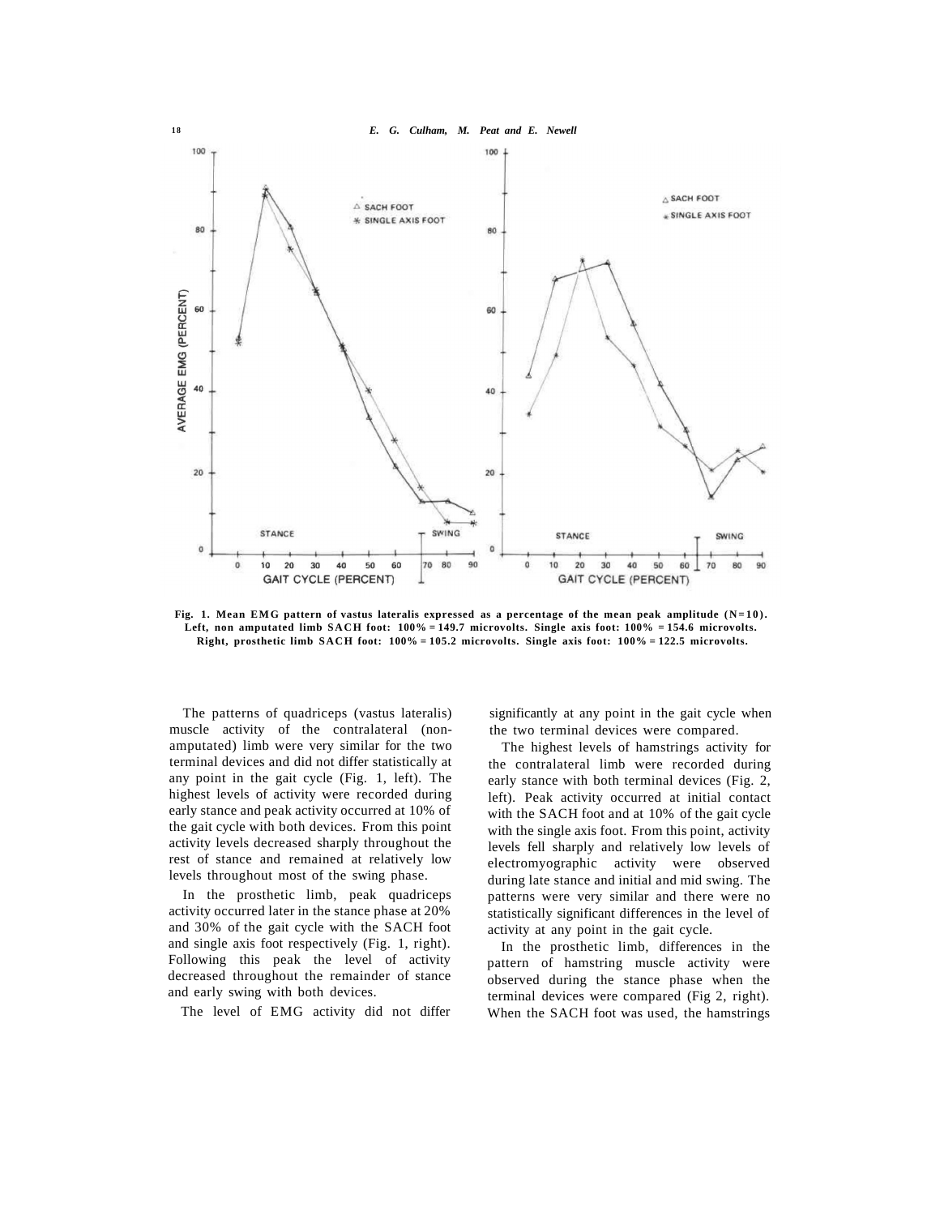Fig. 1. Mean EMG pattern of vastus lateralis expressed as a percentage of the mean peak amplitude (N=10). Left, non amputated limb SACH foot: 100% = 149.7 microvolts. Single axis foot: 100% = 154.6 microvolts. Right, prosthetic limb SACH foot: 100% = 105.2 microvolts. Single axis foot: 100% = 122.5 microvolts.

The patterns of quadriceps (vastus lateralis) muscle activity of the contralateral (non-amputated) limb were very similar for the two terminal devices and did not differ statistically at any point in the gait cycle (Fig. 1, left). The highest levels of activity were recorded during early stance and peak activity occurred at 10% of the gait cycle with both devices. From this point activity levels decreased sharply throughout the rest of stance and remained at relatively low levels throughout most of the swing phase.

In the prosthetic limb, peak quadriceps activity occurred later in the stance phase at 20% and 30% of the gait cycle with the SACH foot and single axis foot respectively (Fig. 1, right). Following this peak the level of activity decreased throughout the remainder of stance and early swing with both devices.

The level of EMG activity did not differ significantly at any point in the gait cycle when the two terminal devices were compared.

The highest levels of hamstrings activity for the contralateral limb were recorded during early stance with both terminal devices (Fig. 2, left). Peak activity occurred at initial contact with the SACH foot and at 10% of the gait cycle with the single axis foot. From this point, activity levels fell sharply and relatively low levels of electromyographic activity were observed during late stance and initial and mid swing. The patterns were very similar and there were no statistically significant differences in the level of activity at any point in the gait cycle.

In the prosthetic limb, differences in the pattern of hamstring muscle activity were observed during the stance phase when the terminal devices were compared (Fig 2, right). When the SACH foot was used, the hamstrings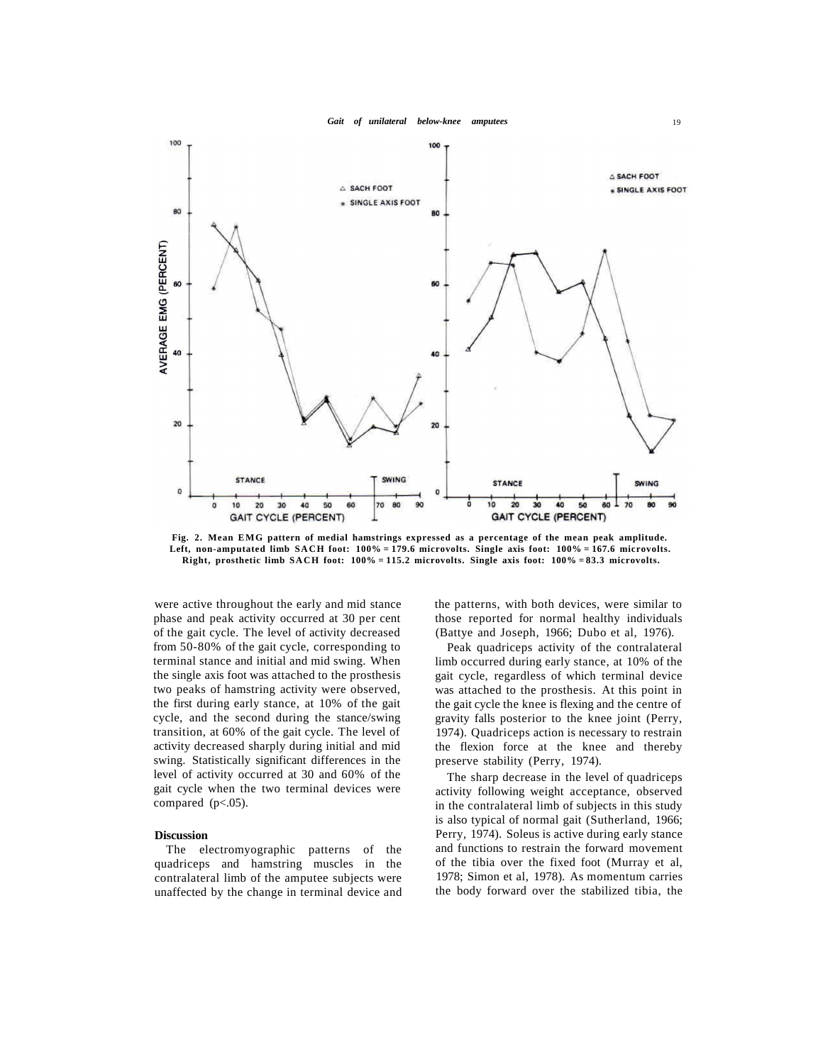Fig. 2. Mean EMG pattern of medial hamstrings expressed as a percentage of the mean peak amplitude. Left, non-amputated limb SACH foot: 100% = 179.6 microvolts. Single axis foot: 100% = 167.6 microvolts. Right, prosthetic limb SACH foot: 100% = 115.2 microvolts. Single axis foot: 100% = 83.3 microvolts.

were active throughout the early and mid stance phase and peak activity occurred at 30 per cent of the gait cycle. The level of activity decreased from 50-80% of the gait cycle, corresponding to terminal stance and initial and mid swing. When the single axis foot was attached to the prosthesis two peaks of hamstring activity were observed, the first during early stance, at 10% of the gait cycle, and the second during the stance/swing transition, at 60% of the gait cycle. The level of activity decreased sharply during initial and mid swing. Statistically significant differences in the level of activity occurred at 30 and 60% of the gait cycle when the two terminal devices were compared ($p<.05$).

## Discussion

The electromyographic patterns of the quadriceps and hamstring muscles in the contralateral limb of the amputee subjects were unaffected by the change in terminal device and the patterns, with both devices, were similar to those reported for normal healthy individuals (Battye and Joseph, 1966; Dubo et al, 1976).

Peak quadriceps activity of the contralateral limb occurred during early stance, at 10% of the gait cycle, regardless of which terminal device was attached to the prosthesis. At this point in the gait cycle the knee is flexing and the centre of gravity falls posterior to the knee joint (Perry, 1974). Quadriceps action is necessary to restrain the flexion force at the knee and thereby preserve stability (Perry, 1974).

The sharp decrease in the level of quadriceps activity following weight acceptance, observed in the contralateral limb of subjects in this study is also typical of normal gait (Sutherland, 1966; Perry, 1974). Soleus is active during early stance and functions to restrain the forward movement of the tibia over the fixed foot (Murray et al, 1978; Simon et al, 1978). As momentum carries the body forward over the stabilized tibia, the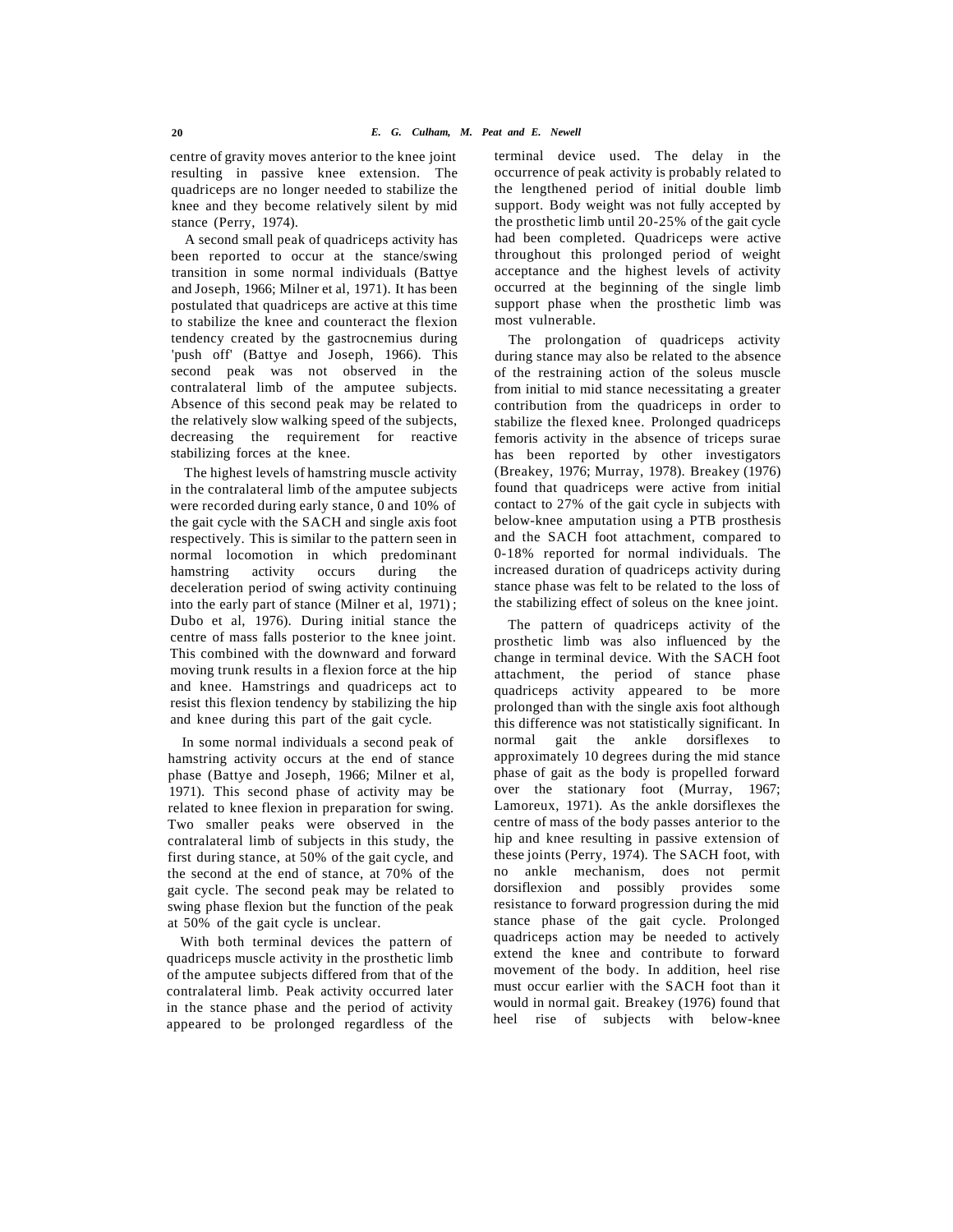centre of gravity moves anterior to the knee joint resulting in passive knee extension. The quadriceps are no longer needed to stabilize the knee and they become relatively silent by mid stance (Perry, 1974).

A second small peak of quadriceps activity has been reported to occur at the stance/swing transition in some normal individuals (Battye and Joseph, 1966; Milner et al, 1971). It has been postulated that quadriceps are active at this time to stabilize the knee and counteract the flexion tendency created by the gastrocnemius during 'push off' (Battye and Joseph, 1966). This second peak was not observed in the contralateral limb of the amputee subjects. Absence of this second peak may be related to the relatively slow walking speed of the subjects, decreasing the requirement for reactive stabilizing forces at the knee.

The highest levels of hamstring muscle activity in the contralateral limb of the amputee subjects were recorded during early stance, 0 and 10% of the gait cycle with the SACH and single axis foot respectively. This is similar to the pattern seen in normal locomotion in which predominant hamstring activity occurs during the deceleration period of swing activity continuing into the early part of stance (Milner et al, 1971); Dubo et al, 1976). During initial stance the centre of mass falls posterior to the knee joint. This combined with the downward and forward moving trunk results in a flexion force at the hip and knee. Hamstrings and quadriceps act to resist this flexion tendency by stabilizing the hip and knee during this part of the gait cycle.

In some normal individuals a second peak of hamstring activity occurs at the end of stance phase (Battye and Joseph, 1966; Milner et al, 1971). This second phase of activity may be related to knee flexion in preparation for swing. Two smaller peaks were observed in the contralateral limb of subjects in this study, the first during stance, at 50% of the gait cycle, and the second at the end of stance, at 70% of the gait cycle. The second peak may be related to swing phase flexion but the function of the peak at 50% of the gait cycle is unclear.

With both terminal devices the pattern of quadriceps muscle activity in the prosthetic limb of the amputee subjects differed from that of the contralateral limb. Peak activity occurred later in the stance phase and the period of activity appeared to be prolonged regardless of the terminal device used. The delay in the occurrence of peak activity is probably related to the lengthened period of initial double limb support. Body weight was not fully accepted by the prosthetic limb until 20-25% of the gait cycle had been completed. Quadriceps were active throughout this prolonged period of weight acceptance and the highest levels of activity occurred at the beginning of the single limb support phase when the prosthetic limb was most vulnerable.

The prolongation of quadriceps activity during stance may also be related to the absence of the restraining action of the soleus muscle from initial to mid stance necessitating a greater contribution from the quadriceps in order to stabilize the flexed knee. Prolonged quadriceps femoris activity in the absence of triceps surae has been reported by other investigators (Breakey, 1976; Murray, 1978). Breakey (1976) found that quadriceps were active from initial contact to 27% of the gait cycle in subjects with below-knee amputation using a PTB prosthesis and the SACH foot attachment, compared to 0-18% reported for normal individuals. The increased duration of quadriceps activity during stance phase was felt to be related to the loss of the stabilizing effect of soleus on the knee joint.

The pattern of quadriceps activity of the prosthetic limb was also influenced by the change in terminal device. With the SACH foot attachment, the period of stance phase quadriceps activity appeared to be more prolonged than with the single axis foot although this difference was not statistically significant. In normal gait the ankle dorsiflexes to approximately 10 degrees during the mid stance phase of gait as the body is propelled forward over the stationary foot (Murray, 1967; Lamoreux, 1971). As the ankle dorsiflexes the centre of mass of the body passes anterior to the hip and knee resulting in passive extension of these joints (Perry, 1974). The SACH foot, with no ankle mechanism, does not permit dorsiflexion and possibly provides some resistance to forward progression during the mid stance phase of the gait cycle. Prolonged quadriceps action may be needed to actively extend the knee and contribute to forward movement of the body. In addition, heel rise must occur earlier with the SACH foot than it would in normal gait. Breakey (1976) found that heel rise of subjects with below-knee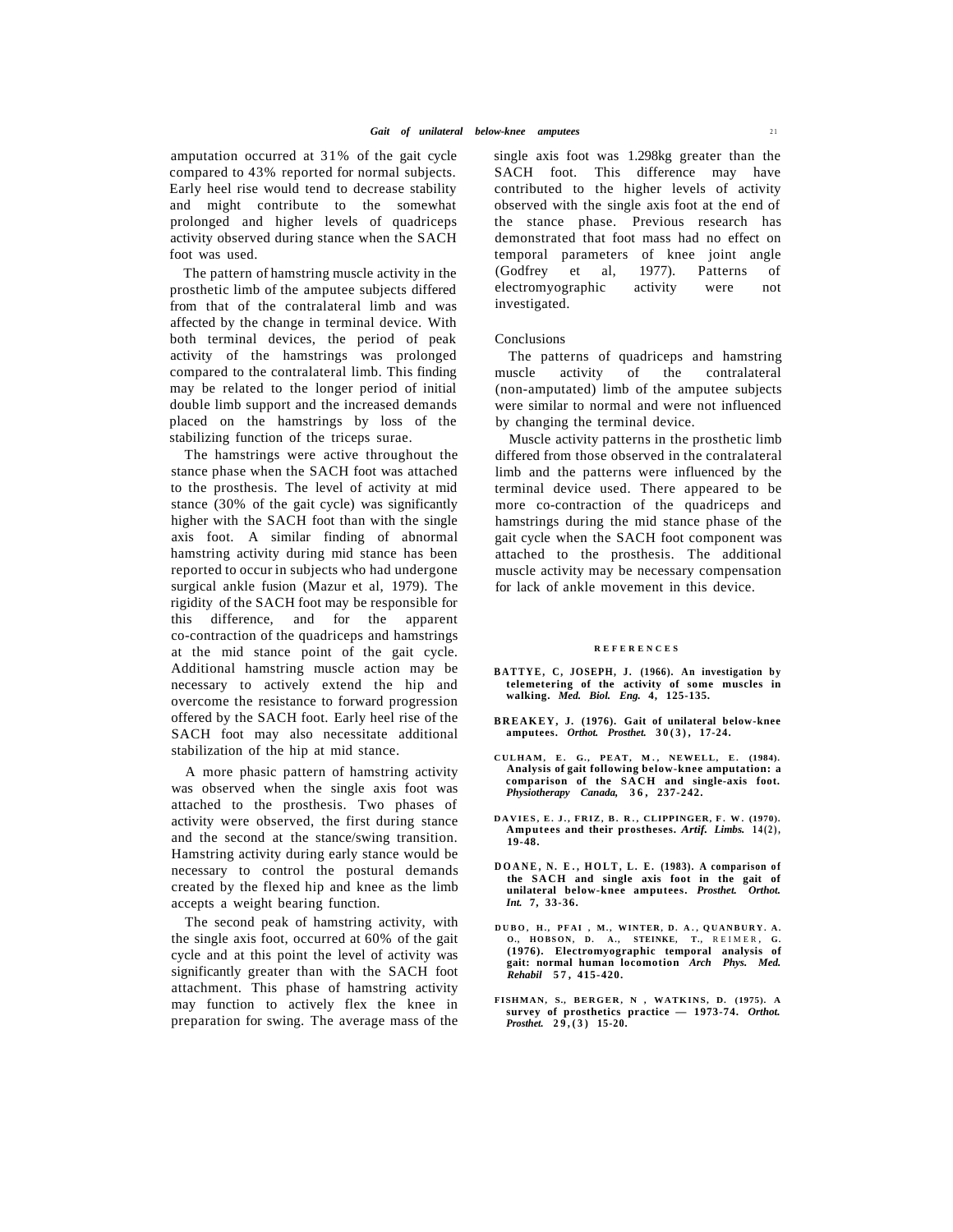amputation occurred at 31% of the gait cycle compared to 43% reported for normal subjects. Early heel rise would tend to decrease stability and might contribute to the somewhat prolonged and higher levels of quadriceps activity observed during stance when the SACH foot was used.

The pattern of hamstring muscle activity in the prosthetic limb of the amputee subjects differed from that of the contralateral limb and was affected by the change in terminal device. With both terminal devices, the period of peak activity of the hamstrings was prolonged compared to the contralateral limb. This finding may be related to the longer period of initial double limb support and the increased demands placed on the hamstrings by loss of the stabilizing function of the triceps surae.

The hamstrings were active throughout the stance phase when the SACH foot was attached to the prosthesis. The level of activity at mid stance (30% of the gait cycle) was significantly higher with the SACH foot than with the single axis foot. A similar finding of abnormal hamstring activity during mid stance has been reported to occur in subjects who had undergone surgical ankle fusion (Mazur et al, 1979). The rigidity of the SACH foot may be responsible for this difference, and for the apparent co-contraction of the quadriceps and hamstrings at the mid stance point of the gait cycle. Additional hamstring muscle action may be necessary to actively extend the hip and overcome the resistance to forward progression offered by the SACH foot. Early heel rise of the SACH foot may also necessitate additional stabilization of the hip at mid stance.

A more phasic pattern of hamstring activity was observed when the single axis foot was attached to the prosthesis. Two phases of activity were observed, the first during stance and the second at the stance/swing transition. Hamstring activity during early stance would be necessary to control the postural demands created by the flexed hip and knee as the limb accepts a weight bearing function.

The second peak of hamstring activity, with the single axis foot, occurred at 60% of the gait cycle and at this point the level of activity was significantly greater than with the SACH foot attachment. This phase of hamstring activity may function to actively flex the knee in preparation for swing. The average mass of the single axis foot was 1.298kg greater than the SACH foot. This difference may have contributed to the higher levels of activity observed with the single axis foot at the end of the stance phase. Previous research has demonstrated that foot mass had no effect on temporal parameters of knee joint angle (Godfrey et al, 1977). Patterns of electromyographic activity were not investigated.

## Conclusions

The patterns of quadriceps and hamstring muscle activity of the contralateral (non-amputated) limb of the amputee subjects were similar to normal and were not influenced by changing the terminal device.

Muscle activity patterns in the prosthetic limb differed from those observed in the contralateral limb and the patterns were influenced by the terminal device used. There appeared to be more co-contraction of the quadriceps and hamstrings during the mid stance phase of the gait cycle when the SACH foot component was attached to the prosthesis. The additional muscle activity may be necessary compensation for lack of ankle movement in this device.

## REFERENCES

BATTYE, C, JOSEPH, J. (1966). An investigation by telemetering of the activity of some muscles in walking. *Med. Biol. Eng.* 4, 125-135.

BREAKEY, J. (1976). Gait of unilateral below-knee amputees. *Orthot. Prosthet.* 30(3), 17-24.

CULHAM, E. G., PEAT, M., NEWELL, E. (1984). Analysis of gait following below-knee amputation: a comparison of the SACH and single-axis foot. *Physiotherapy Canada,* 36, 237-242.

DAVIES, E. J., FRIZ, B. R., CLIPPINGER, F. W. (1970). Amputees and their prostheses. *Artif. Limbs.* 14(2), 19-48.

DOANE, N. E., HOLT, L. E. (1983). A comparison of the SACH and single axis foot in the gait of unilateral below-knee amputees. *Prosthet. Orthot. Int.* 7, 33-36.

DUBO, H., PFAI, M., WINTER, D. A., QUANBURY. A. O., HOBSON, D. A., STEINKE, T., REIMER, G. (1976). Electromyographic temporal analysis of gait: normal human locomotion *Arch Phys. Med. Rehabil* 57, 415-420.

FISHMAN, S., BERGER, N, WATKINS, D. (1975). A survey of prosthetics practice — 1973-74. *Orthot. Prosthet.* 29,(3) 15-20.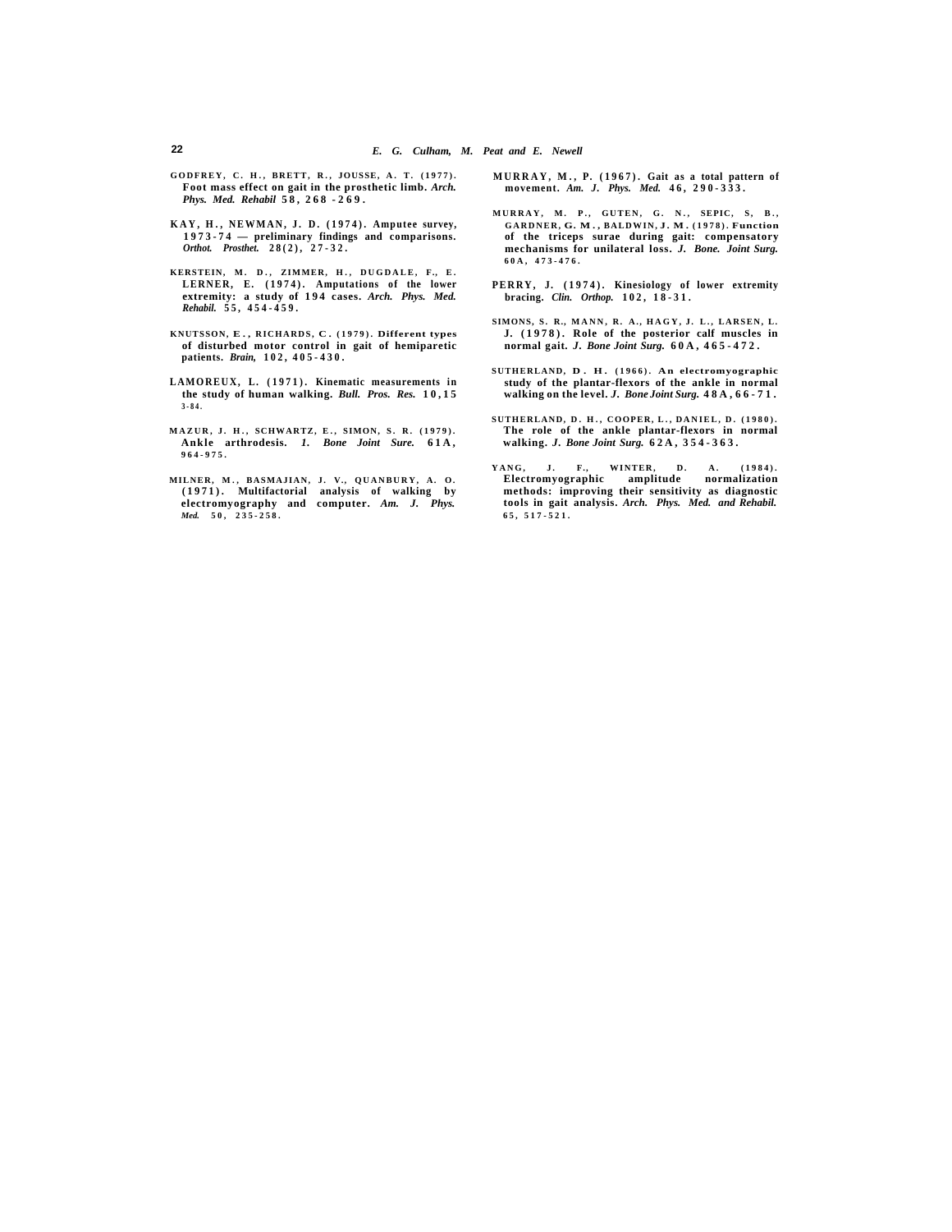GODFREY, C. H., BRETT, R., JOUSSE, A. T. (1977). Foot mass effect on gait in the prosthetic limb. *Arch. Phys. Med. Rehabil* 58, 268 - 269.

KAY, H., NEWMAN, J. D. (1974). Amputee survey, 1973-74 — preliminary findings and comparisons. *Orthot. Prosthet.* 28(2), 27-32.

KERSTEIN, M. D., ZIMMER, H., DUGDALE, F., E. LERNER, E. (1974). Amputations of the lower extremity: a study of 194 cases. *Arch. Phys. Med. Rehabil.* 55, 454-459.

KNUTSSON, E., RICHARDS, C. (1979). Different types of disturbed motor control in gait of hemiparetic patients. *Brain,* 102, 405-430.

LAMOREUX, L. (1971). Kinematic measurements in the study of human walking. *Bull. Pros. Res.* 10,15 3-84.

MAZUR, J. H., SCHWARTZ, E., SIMON, S. R. (1979). Ankle arthrodesis. *1. Bone Joint Sure.* 61A, 964-975.

MILNER, M., BASMAJIAN, J. V., QUANBURY, A. O. (1971). Multifactorial analysis of walking by electromyography and computer. *Am. J. Phys. Med.* 50, 235-258.

MURRAY, M., P. (1967). Gait as a total pattern of movement. *Am. J. Phys. Med.* 46, 290-333.

MURRAY, M. P., GUTEN, G. N., SEPIC, S, B., GARDNER, G. M., BALDWIN, J. M. (1978). Function of the triceps surae during gait: compensatory mechanisms for unilateral loss. *J. Bone. Joint Surg.* 60A, 473-476.

PERRY, J. (1974). Kinesiology of lower extremity bracing. *Clin. Orthop.* 102, 18-31.

SIMONS, S. R., MANN, R. A., HAGY, J. L., LARSEN, L. J. (1978). Role of the posterior calf muscles in normal gait. *J. Bone Joint Surg.* 60A, 465-472.

SUTHERLAND, D. H. (1966). An electromyographic study of the plantar-flexors of the ankle in normal walking on the level. *J. Bone Joint Surg.* 48A, 66-71.

SUTHERLAND, D. H., COOPER, L., DANIEL, D. (1980). The role of the ankle plantar-flexors in normal walking. *J. Bone Joint Surg.* 62A, 354-363.

YANG, J. F., WINTER, D. A. (1984). Electromyographic amplitude normalization methods: improving their sensitivity as diagnostic tools in gait analysis. *Arch. Phys. Med. and Rehabil.* 65, 517-521.